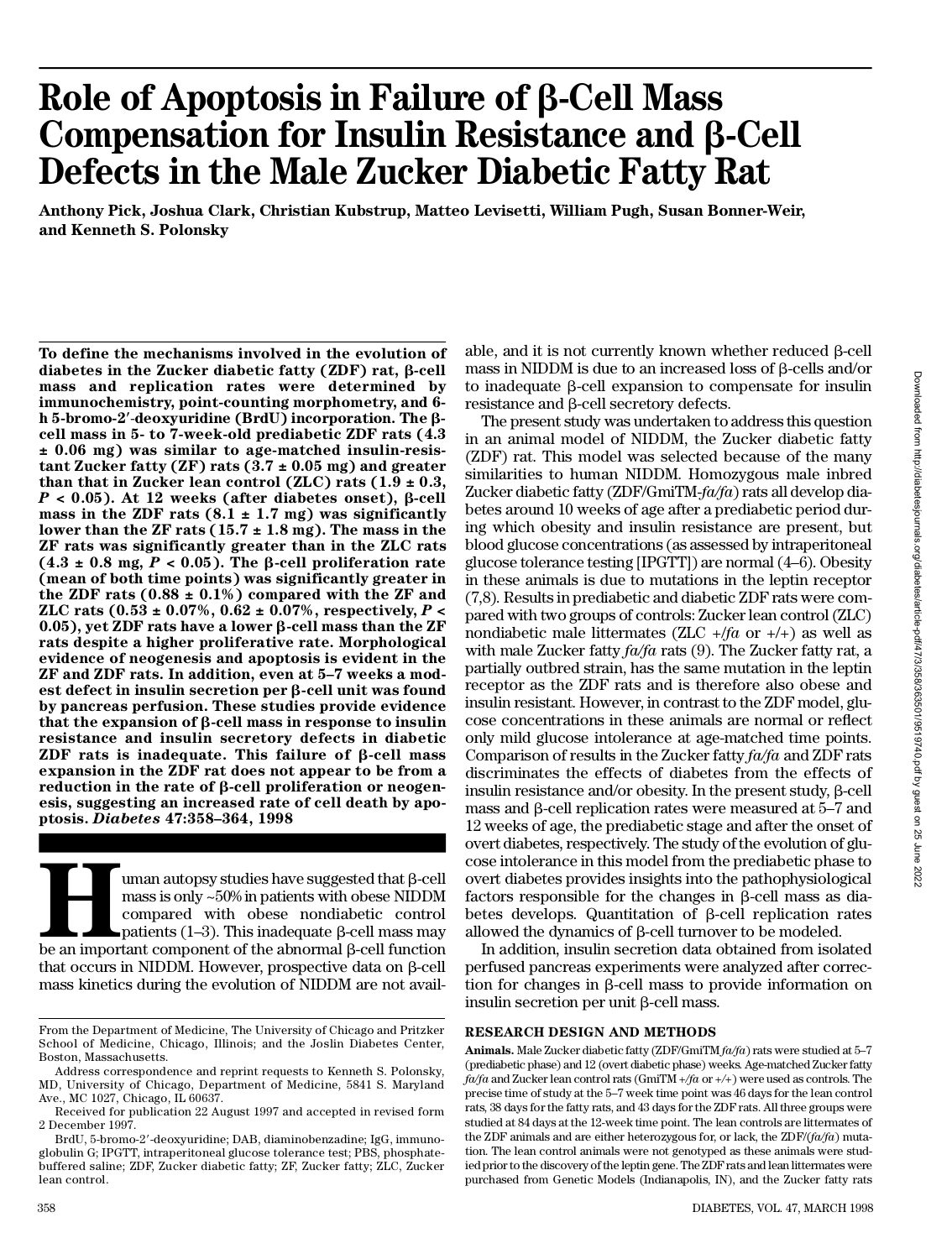# Role of Apoptosis in Failure of β-Cell Mass Compensation for Insulin Resistance and β-Cell Defects in the Male Zucker Diabetic Fatty Rat

**Anthony Pick, Joshua Clark, Christian Kubstrup, Matteo Levisetti, William Pugh, Susan Bonner-Weir, and Kenneth S. Polonsky**

**To define the mechanisms involved in the evolution of diabetes in the Zucker diabetic fatty (ZDF) rat, β-cell mass and replication rates were determined by immunochemistry, point-counting morphometry, and 6-h 5-bromo-2′-deoxyuridine (BrdU) incorporation. The β-cell mass in 5- to 7-week-old prediabetic ZDF rats (4.3 ± 0.06 mg) was similar to age-matched insulin-resistant Zucker fatty (ZF) rats (3.7 ± 0.05 mg) and greater than that in Zucker lean control (ZLC) rats (1.9 ± 0.3, $P < 0.05$). At 12 weeks (after diabetes onset), β-cell mass in the ZDF rats (8.1 ± 1.7 mg) was significantly lower than the ZF rats (15.7 ± 1.8 mg). The mass in the ZF rats was significantly greater than in the ZLC rats (4.3 ± 0.8 mg, $P < 0.05$). The β-cell proliferation rate (mean of both time points) was significantly greater in the ZDF rats (0.88 ± 0.1%) compared with the ZF and ZLC rats (0.53 ± 0.07%, 0.62 ± 0.07%, respectively, $P < 0.05$), yet ZDF rats have a lower β-cell mass than the ZF rats despite a higher proliferative rate. Morphological evidence of neogenesis and apoptosis is evident in the ZF and ZDF rats. In addition, even at 5–7 weeks a modest defect in insulin secretion per β-cell unit was found by pancreas perfusion. These studies provide evidence that the expansion of β-cell mass in response to insulin resistance and insulin secretory defects in diabetic ZDF rats is inadequate. This failure of β-cell mass expansion in the ZDF rat does not appear to be from a reduction in the rate of β-cell proliferation or neogenesis, suggesting an increased rate of cell death by apoptosis.** ***Diabetes* 47:358–364, 1998**

Human autopsy studies have suggested that β-cell mass is only ~50% in patients with obese NIDDM compared with obese nondiabetic control patients (1–3). This inadequate β-cell mass may be an important component of the abnormal β-cell function that occurs in NIDDM. However, prospective data on β-cell mass kinetics during the evolution of NIDDM are not available, and it is not currently known whether reduced β-cell mass in NIDDM is due to an increased loss of β-cells and/or to inadequate β-cell expansion to compensate for insulin resistance and β-cell secretory defects.

The present study was undertaken to address this question in an animal model of NIDDM, the Zucker diabetic fatty (ZDF) rat. This model was selected because of the many similarities to human NIDDM. Homozygous male inbred Zucker diabetic fatty (ZDF/GmiTM-*fa/fa*) rats all develop diabetes around 10 weeks of age after a prediabetic period during which obesity and insulin resistance are present, but blood glucose concentrations (as assessed by intraperitoneal glucose tolerance testing [IPGTT]) are normal (4–6). Obesity in these animals is due to mutations in the leptin receptor (7,8). Results in prediabetic and diabetic ZDF rats were compared with two groups of controls: Zucker lean control (ZLC) nondiabetic male littermates (ZLC +/*fa* or +/+) as well as with male Zucker fatty *fa/fa* rats (9). The Zucker fatty rat, a partially outbred strain, has the same mutation in the leptin receptor as the ZDF rats and is therefore also obese and insulin resistant. However, in contrast to the ZDF model, glucose concentrations in these animals are normal or reflect only mild glucose intolerance at age-matched time points. Comparison of results in the Zucker fatty *fa/fa* and ZDF rats discriminates the effects of diabetes from the effects of insulin resistance and/or obesity. In the present study, β-cell mass and β-cell replication rates were measured at 5–7 and 12 weeks of age, the prediabetic stage and after the onset of overt diabetes, respectively. The study of the evolution of glucose intolerance in this model from the prediabetic phase to overt diabetes provides insights into the pathophysiological factors responsible for the changes in β-cell mass as diabetes develops. Quantitation of β-cell replication rates allowed the dynamics of β-cell turnover to be modeled.

In addition, insulin secretion data obtained from isolated perfused pancreas experiments were analyzed after correction for changes in β-cell mass to provide information on insulin secretion per unit β-cell mass.

## RESEARCH DESIGN AND METHODS

**Animals.** Male Zucker diabetic fatty (ZDF/GmiTM *fa/fa*) rats were studied at 5–7 (prediabetic phase) and 12 (overt diabetic phase) weeks. Age-matched Zucker fatty *fa/fa* and Zucker lean control rats (GmiTM +/*fa* or +/+) were used as controls. The precise time of study at the 5–7 week time point was 46 days for the lean control rats, 38 days for the fatty rats, and 43 days for the ZDF rats. All three groups were studied at 84 days at the 12-week time point. The lean controls are littermates of the ZDF animals and are either heterozygous for, or lack, the ZDF/(*fa/fa*) mutation. The lean control animals were not genotyped as these animals were studied prior to the discovery of the leptin gene. The ZDF rats and lean littermates were purchased from Genetic Models (Indianapolis, IN), and the Zucker fatty rats

From the Department of Medicine, The University of Chicago and Pritzker School of Medicine, Chicago, Illinois; and the Joslin Diabetes Center, Boston, Massachusetts.

Address correspondence and reprint requests to Kenneth S. Polonsky, MD, University of Chicago, Department of Medicine, 5841 S. Maryland Ave., MC 1027, Chicago, IL 60637.

Received for publication 22 August 1997 and accepted in revised form 2 December 1997.

BrdU, 5-bromo-2′-deoxyuridine; DAB, diaminobenzadine; IgG, immunoglobulin G; IPGTT, intraperitoneal glucose tolerance test; PBS, phosphate-buffered saline; ZDF, Zucker diabetic fatty; ZF, Zucker fatty; ZLC, Zucker lean control.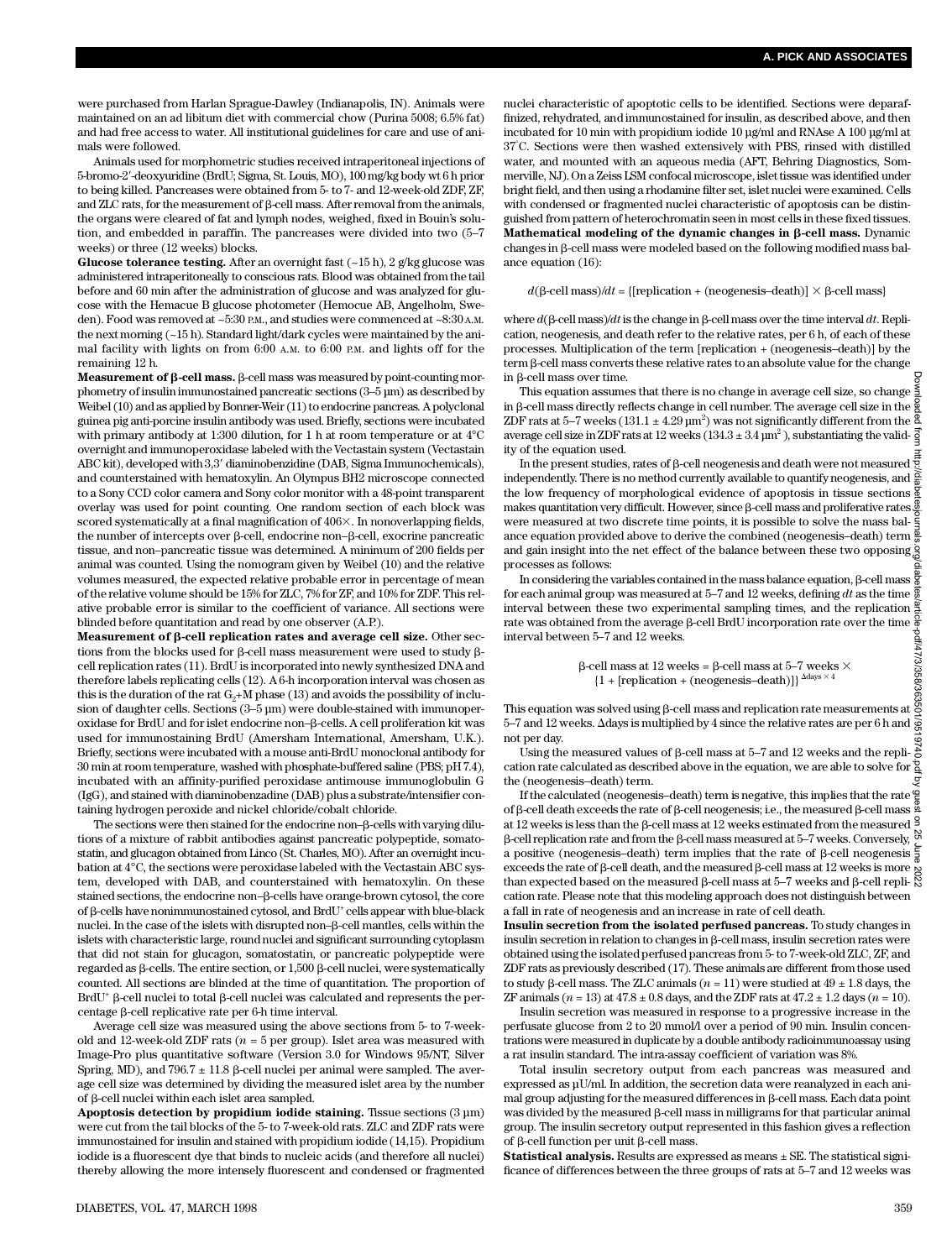were purchased from Harlan Sprague-Dawley (Indianapolis, IN). Animals were maintained on an ad libitum diet with commercial chow (Purina 5008; 6.5% fat) and had free access to water. All institutional guidelines for care and use of animals were followed.

Animals used for morphometric studies received intraperitoneal injections of 5-bromo-2′-deoxyuridine (BrdU; Sigma, St. Louis, MO), 100 mg/kg body wt 6 h prior to being killed. Pancreases were obtained from 5- to 7- and 12-week-old ZDF, ZF, and ZLC rats, for the measurement of β-cell mass. After removal from the animals, the organs were cleared of fat and lymph nodes, weighed, fixed in Bouin's solution, and embedded in paraffin. The pancreases were divided into two (5–7 weeks) or three (12 weeks) blocks.

**Glucose tolerance testing.** After an overnight fast (~15 h), 2 g/kg glucose was administered intraperitoneally to conscious rats. Blood was obtained from the tail before and 60 min after the administration of glucose and was analyzed for glucose with the Hemacue B glucose photometer (Hemocue AB, Angelholm, Sweden). Food was removed at ~5:30 P.M., and studies were commenced at ~8:30 A.M. the next morning (~15 h). Standard light/dark cycles were maintained by the animal facility with lights on from 6:00 A.M. to 6:00 P.M. and lights off for the remaining 12 h.

**Measurement of β-cell mass.** β-cell mass was measured by point-counting morphometry of insulin immunostained pancreatic sections (3–5 μm) as described by Weibel (10) and as applied by Bonner-Weir (11) to endocrine pancreas. A polyclonal guinea pig anti-porcine insulin antibody was used. Briefly, sections were incubated with primary antibody at 1:300 dilution, for 1 h at room temperature or at 4°C overnight and immunoperoxidase labeled with the Vectastain system (Vectastain ABC kit), developed with 3,3′ diaminobenzidine (DAB, Sigma Immunochemicals), and counterstained with hematoxylin. An Olympus BH2 microscope connected to a Sony CCD color camera and Sony color monitor with a 48-point transparent overlay was used for point counting. One random section of each block was scored systematically at a final magnification of 406×. In nonoverlapping fields, the number of intercepts over β-cell, endocrine non–β-cell, exocrine pancreatic tissue, and non–pancreatic tissue was determined. A minimum of 200 fields per animal was counted. Using the nomogram given by Weibel (10) and the relative volumes measured, the expected relative probable error in percentage of mean of the relative volume should be 15% for ZLC, 7% for ZF, and 10% for ZDF. This relative probable error is similar to the coefficient of variance. All sections were blinded before quantitation and read by one observer (A.P.).

**Measurement of β-cell replication rates and average cell size.** Other sections from the blocks used for β-cell mass measurement were used to study β-cell replication rates (11). BrdU is incorporated into newly synthesized DNA and therefore labels replicating cells (12). A 6-h incorporation interval was chosen as this is the duration of the rat $G_2$+M phase (13) and avoids the possibility of inclusion of daughter cells. Sections (3–5 μm) were double-stained with immunoperoxidase for BrdU and for islet endocrine non–β-cells. A cell proliferation kit was used for immunostaining BrdU (Amersham International, Amersham, U.K.). Briefly, sections were incubated with a mouse anti-BrdU monoclonal antibody for 30 min at room temperature, washed with phosphate-buffered saline (PBS; pH 7.4), incubated with an affinity-purified peroxidase antimouse immunoglobulin G (IgG), and stained with diaminobenzadine (DAB) plus a substrate/intensifier containing hydrogen peroxide and nickel chloride/cobalt chloride.

The sections were then stained for the endocrine non–β-cells with varying dilutions of a mixture of rabbit antibodies against pancreatic polypeptide, somatostatin, and glucagon obtained from Linco (St. Charles, MO). After an overnight incubation at 4°C, the sections were peroxidase labeled with the Vectastain ABC system, developed with DAB, and counterstained with hematoxylin. On these stained sections, the endocrine non–β-cells have orange-brown cytosol, the core of β-cells have nonimmunostained cytosol, and $BrdU^+$ cells appear with blue-black nuclei. In the case of the islets with disrupted non–β-cell mantles, cells within the islets with characteristic large, round nuclei and significant surrounding cytoplasm that did not stain for glucagon, somatostatin, or pancreatic polypeptide were regarded as β-cells. The entire section, or 1,500 β-cell nuclei, were systematically counted. All sections were blinded at the time of quantitation. The proportion of $BrdU^+$ β-cell nuclei to total β-cell nuclei was calculated and represents the percentage β-cell replicative rate per 6-h time interval.

Average cell size was measured using the above sections from 5- to 7-week-old and 12-week-old ZDF rats ($n$ = 5 per group). Islet area was measured with Image-Pro plus quantitative software (Version 3.0 for Windows 95/NT, Silver Spring, MD), and 796.7 ± 11.8 β-cell nuclei per animal were sampled. The average cell size was determined by dividing the measured islet area by the number of β-cell nuclei within each islet area sampled.

**Apoptosis detection by propidium iodide staining.** Tissue sections (3 μm) were cut from the tail blocks of the 5- to 7-week-old rats. ZLC and ZDF rats were immunostained for insulin and stained with propidium iodide (14,15). Propidium iodide is a fluorescent dye that binds to nucleic acids (and therefore all nuclei) thereby allowing the more intensely fluorescent and condensed or fragmented nuclei characteristic of apoptotic cells to be identified. Sections were deparaffinized, rehydrated, and immunostained for insulin, as described above, and then incubated for 10 min with propidium iodide 10 μg/ml and RNAse A 100 μg/ml at 37°C. Sections were then washed extensively with PBS, rinsed with distilled water, and mounted with an aqueous media (AFT, Behring Diagnostics, Sommerville, NJ). On a Zeiss LSM confocal microscope, islet tissue was identified under bright field, and then using a rhodamine filter set, islet nuclei were examined. Cells with condensed or fragmented nuclei characteristic of apoptosis can be distinguished from pattern of heterochromatin seen in most cells in these fixed tissues.

**Mathematical modeling of the dynamic changes in β-cell mass.** Dynamic changes in β-cell mass were modeled based on the following modified mass balance equation (16):

$$d(\beta\text{-cell mass})/dt = \{[\text{replication} + (\text{neogenesis–death})] \times \beta\text{-cell mass}\}$$

where $d$(β-cell mass)/$dt$ is the change in β-cell mass over the time interval $dt$. Replication, neogenesis, and death refer to the relative rates, per 6 h, of each of these processes. Multiplication of the term [replication + (neogenesis–death)] by the term β-cell mass converts these relative rates to an absolute value for the change in β-cell mass over time.

This equation assumes that there is no change in average cell size, so change in β-cell mass directly reflects change in cell number. The average cell size in the ZDF rats at 5–7 weeks (131.1 ± 4.29 $\mu m^2$) was not significantly different from the average cell size in ZDF rats at 12 weeks (134.3 ± 3.4 $\mu m^2$), substantiating the validity of the equation used.

In the present studies, rates of β-cell neogenesis and death were not measured independently. There is no method currently available to quantify neogenesis, and the low frequency of morphological evidence of apoptosis in tissue sections makes quantitation very difficult. However, since β-cell mass and proliferative rates were measured at two discrete time points, it is possible to solve the mass balance equation provided above to derive the combined (neogenesis–death) term and gain insight into the net effect of the balance between these two opposing processes as follows:

In considering the variables contained in the mass balance equation, β-cell mass for each animal group was measured at 5–7 and 12 weeks, defining $dt$ as the time interval between these two experimental sampling times, and the replication rate was obtained from the average β-cell BrdU incorporation rate over the time interval between 5–7 and 12 weeks.

$$\beta\text{-cell mass at 12 weeks} = \beta\text{-cell mass at 5–7 weeks} \times \{1 + [\text{replication} + (\text{neogenesis–death})]\}^{\Delta\text{days} \times 4}$$

This equation was solved using β-cell mass and replication rate measurements at 5–7 and 12 weeks. Δdays is multiplied by 4 since the relative rates are per 6 h and not per day.

Using the measured values of β-cell mass at 5–7 and 12 weeks and the replication rate calculated as described above in the equation, we are able to solve for the (neogenesis–death) term.

If the calculated (neogenesis–death) term is negative, this implies that the rate of β-cell death exceeds the rate of β-cell neogenesis; i.e., the measured β-cell mass at 12 weeks is less than the β-cell mass at 12 weeks estimated from the measured β-cell replication rate and from the β-cell mass measured at 5–7 weeks. Conversely, a positive (neogenesis–death) term implies that the rate of β-cell neogenesis exceeds the rate of β-cell death, and the measured β-cell mass at 12 weeks is more than expected based on the measured β-cell mass at 5–7 weeks and β-cell replication rate. Please note that this modeling approach does not distinguish between a fall in rate of neogenesis and an increase in rate of cell death.

**Insulin secretion from the isolated perfused pancreas.** To study changes in insulin secretion in relation to changes in β-cell mass, insulin secretion rates were obtained using the isolated perfused pancreas from 5- to 7-week-old ZLC, ZF, and ZDF rats as previously described (17). These animals are different from those used to study β-cell mass. The ZLC animals ($n$ = 11) were studied at 49 ± 1.8 days, the ZF animals ($n$ = 13) at 47.8 ± 0.8 days, and the ZDF rats at 47.2 ± 1.2 days ($n$ = 10).

Insulin secretion was measured in response to a progressive increase in the perfusate glucose from 2 to 20 mmol/l over a period of 90 min. Insulin concentrations were measured in duplicate by a double antibody radioimmunoassay using a rat insulin standard. The intra-assay coefficient of variation was 8%.

Total insulin secretory output from each pancreas was measured and expressed as μU/ml. In addition, the secretion data were reanalyzed in each animal group adjusting for the measured differences in β-cell mass. Each data point was divided by the measured β-cell mass in milligrams for that particular animal group. The insulin secretory output represented in this fashion gives a reflection of β-cell function per unit β-cell mass.

**Statistical analysis.** Results are expressed as means ± SE. The statistical significance of differences between the three groups of rats at 5–7 and 12 weeks was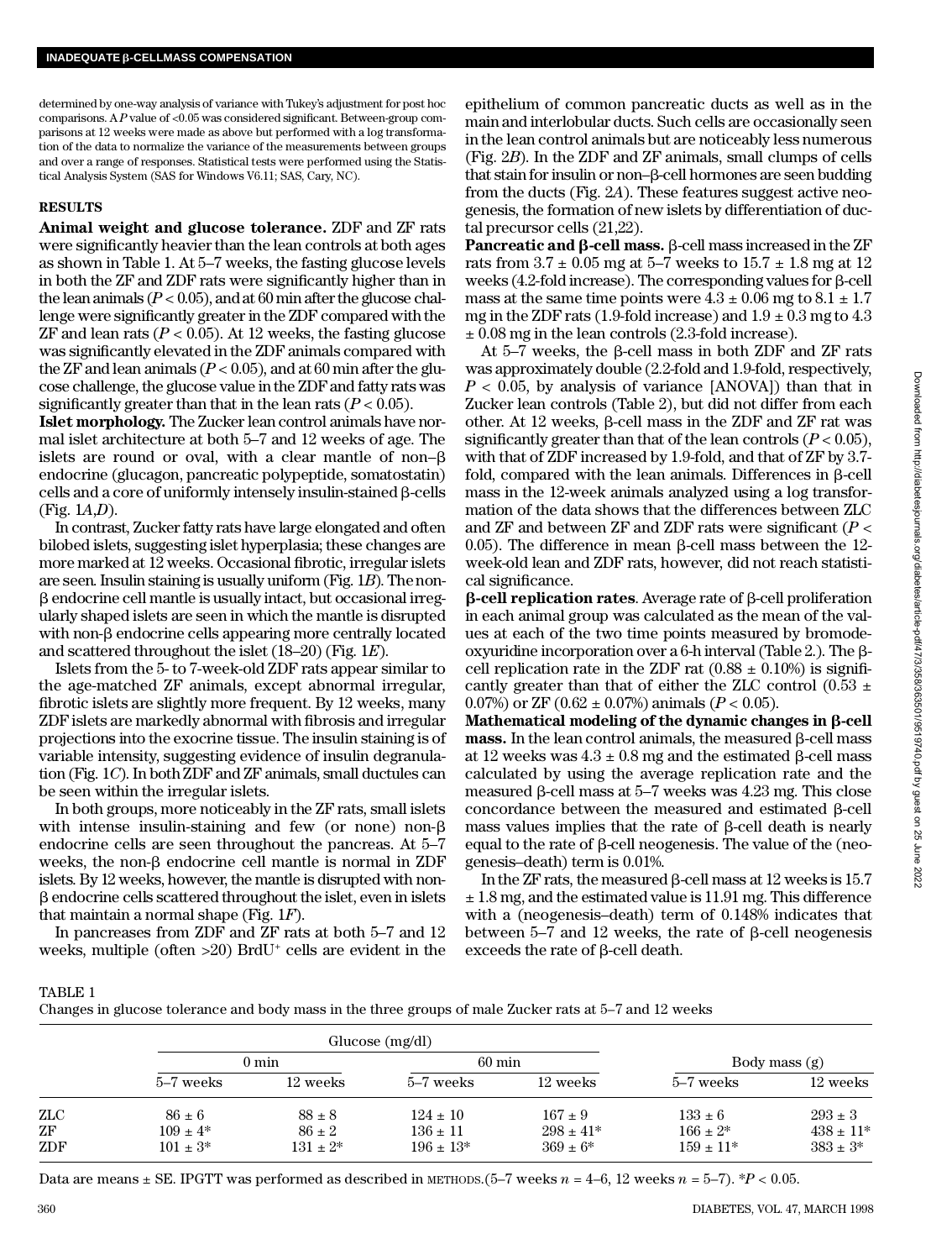determined by one-way analysis of variance with Tukey's adjustment for post hoc comparisons. A $P$ value of <0.05 was considered significant. Between-group comparisons at 12 weeks were made as above but performed with a log transformation of the data to normalize the variance of the measurements between groups and over a range of responses. Statistical tests were performed using the Statistical Analysis System (SAS for Windows V6.11; SAS, Cary, NC).

## RESULTS

**Animal weight and glucose tolerance.** ZDF and ZF rats were significantly heavier than the lean controls at both ages as shown in Table 1. At 5–7 weeks, the fasting glucose levels in both the ZF and ZDF rats were significantly higher than in the lean animals ($P < 0.05$), and at 60 min after the glucose challenge were significantly greater in the ZDF compared with the ZF and lean rats ($P < 0.05$). At 12 weeks, the fasting glucose was significantly elevated in the ZDF animals compared with the ZF and lean animals ($P < 0.05$), and at 60 min after the glucose challenge, the glucose value in the ZDF and fatty rats was significantly greater than that in the lean rats ($P < 0.05$).

**Islet morphology.** The Zucker lean control animals have normal islet architecture at both 5–7 and 12 weeks of age. The islets are round or oval, with a clear mantle of non–β endocrine (glucagon, pancreatic polypeptide, somatostatin) cells and a core of uniformly intensely insulin-stained β-cells (Fig. 1*A*,*D*).

In contrast, Zucker fatty rats have large elongated and often bilobed islets, suggesting islet hyperplasia; these changes are more marked at 12 weeks. Occasional fibrotic, irregular islets are seen. Insulin staining is usually uniform (Fig. 1*B*). The non-β endocrine cell mantle is usually intact, but occasional irregularly shaped islets are seen in which the mantle is disrupted with non-β endocrine cells appearing more centrally located and scattered throughout the islet (18–20) (Fig. 1*E*).

Islets from the 5- to 7-week-old ZDF rats appear similar to the age-matched ZF animals, except abnormal irregular, fibrotic islets are slightly more frequent. By 12 weeks, many ZDF islets are markedly abnormal with fibrosis and irregular projections into the exocrine tissue. The insulin staining is of variable intensity, suggesting evidence of insulin degranulation (Fig. 1*C*). In both ZDF and ZF animals, small ductules can be seen within the irregular islets.

In both groups, more noticeably in the ZF rats, small islets with intense insulin-staining and few (or none) non-β endocrine cells are seen throughout the pancreas. At 5–7 weeks, the non-β endocrine cell mantle is normal in ZDF islets. By 12 weeks, however, the mantle is disrupted with non-β endocrine cells scattered throughout the islet, even in islets that maintain a normal shape (Fig. 1*F*).

In pancreases from ZDF and ZF rats at both 5–7 and 12 weeks, multiple (often >20) BrdU+ cells are evident in the epithelium of common pancreatic ducts as well as in the main and interlobular ducts. Such cells are occasionally seen in the lean control animals but are noticeably less numerous (Fig. 2*B*). In the ZDF and ZF animals, small clumps of cells that stain for insulin or non–β-cell hormones are seen budding from the ducts (Fig. 2*A*). These features suggest active neogenesis, the formation of new islets by differentiation of ductal precursor cells (21,22).

**Pancreatic and β-cell mass.** β-cell mass increased in the ZF rats from 3.7 ± 0.05 mg at 5–7 weeks to 15.7 ± 1.8 mg at 12 weeks (4.2-fold increase). The corresponding values for β-cell mass at the same time points were 4.3 ± 0.06 mg to 8.1 ± 1.7 mg in the ZDF rats (1.9-fold increase) and 1.9 ± 0.3 mg to 4.3 ± 0.08 mg in the lean controls (2.3-fold increase).

At 5–7 weeks, the β-cell mass in both ZDF and ZF rats was approximately double (2.2-fold and 1.9-fold, respectively, $P < 0.05$, by analysis of variance [ANOVA]) than that in Zucker lean controls (Table 2), but did not differ from each other. At 12 weeks, β-cell mass in the ZDF and ZF rat was significantly greater than that of the lean controls ($P < 0.05$), with that of ZDF increased by 1.9-fold, and that of ZF by 3.7-fold, compared with the lean animals. Differences in β-cell mass in the 12-week animals analyzed using a log transformation of the data shows that the differences between ZLC and ZF and between ZF and ZDF rats were significant ($P < 0.05$). The difference in mean β-cell mass between the 12-week-old lean and ZDF rats, however, did not reach statistical significance.

**β-cell replication rates**. Average rate of β-cell proliferation in each animal group was calculated as the mean of the values at each of the two time points measured by bromodeoxyuridine incorporation over a 6-h interval (Table 2.). The β-cell replication rate in the ZDF rat (0.88 ± 0.10%) is significantly greater than that of either the ZLC control (0.53 ± 0.07%) or ZF (0.62 ± 0.07%) animals ($P < 0.05$).

**Mathematical modeling of the dynamic changes in β-cell mass.** In the lean control animals, the measured β-cell mass at 12 weeks was 4.3 ± 0.8 mg and the estimated β-cell mass calculated by using the average replication rate and the measured β-cell mass at 5–7 weeks was 4.23 mg. This close concordance between the measured and estimated β-cell mass values implies that the rate of β-cell death is nearly equal to the rate of β-cell neogenesis. The value of the (neogenesis–death) term is 0.01%.

In the ZF rats, the measured β-cell mass at 12 weeks is 15.7 ± 1.8 mg, and the estimated value is 11.91 mg. This difference with a (neogenesis–death) term of 0.148% indicates that between 5–7 and 12 weeks, the rate of β-cell neogenesis exceeds the rate of β-cell death.

TABLE 1
Changes in glucose tolerance and body mass in the three groups of male Zucker rats at 5–7 and 12 weeks

| | Glucose (mg/dl) | | | | Body mass (g) | |
|---|---|---|---|---|---|---|
| | 0 min | | 60 min | | | |
| | 5–7 weeks | 12 weeks | 5–7 weeks | 12 weeks | 5–7 weeks | 12 weeks |
| ZLC | 86 ± 6 | 88 ± 8 | 124 ± 10 | 167 ± 9 | 133 ± 6 | 293 ± 3 |
| ZF | 109 ± 4* | 86 ± 2 | 136 ± 11 | 298 ± 41* | 166 ± 2* | 438 ± 11* |
| ZDF | 101 ± 3* | 131 ± 2* | 196 ± 13* | 369 ± 6* | 159 ± 11* | 383 ± 3* |

Data are means ± SE. IPGTT was performed as described in METHODS. (5–7 weeks $n$ = 4–6, 12 weeks $n$ = 5–7). *$P < 0.05$.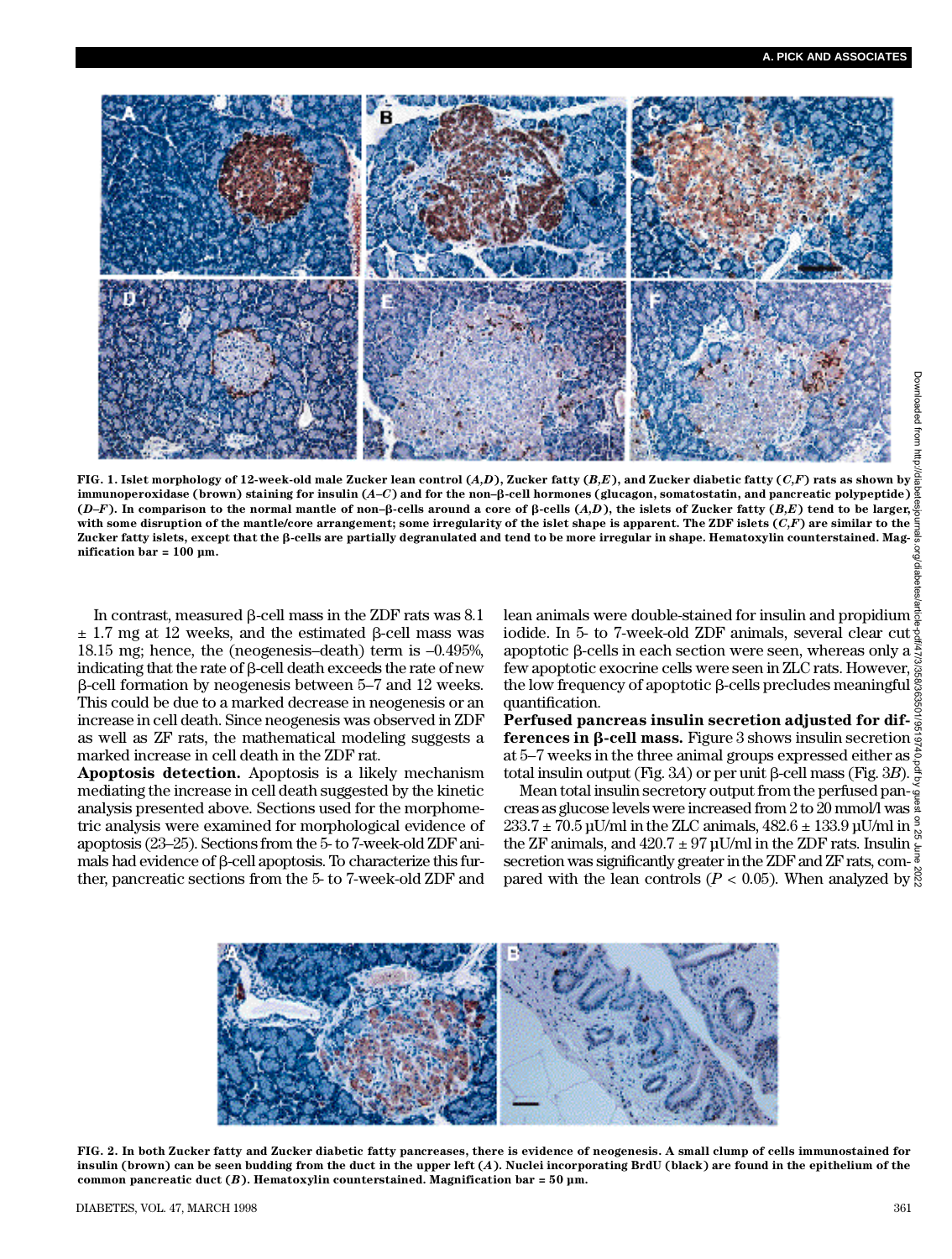FIG. 1. Islet morphology of 12-week-old male Zucker lean control (*A,D*), Zucker fatty (*B,E*), and Zucker diabetic fatty (*C,F*) rats as shown by immunoperoxidase (brown) staining for insulin (*A–C*) and for the non–β-cell hormones (glucagon, somatostatin, and pancreatic polypeptide) (*D–F*). In comparison to the normal mantle of non–β-cells around a core of β-cells (*A,D*), the islets of Zucker fatty (*B,E*) tend to be larger, with some disruption of the mantle/core arrangement; some irregularity of the islet shape is apparent. The ZDF islets (*C,F*) are similar to the Zucker fatty islets, except that the β-cells are partially degranulated and tend to be more irregular in shape. Hematoxylin counterstained. Magnification bar = 100 μm.

In contrast, measured β-cell mass in the ZDF rats was 8.1 ± 1.7 mg at 12 weeks, and the estimated β-cell mass was 18.15 mg; hence, the (neogenesis–death) term is –0.495%, indicating that the rate of β-cell death exceeds the rate of new β-cell formation by neogenesis between 5–7 and 12 weeks. This could be due to a marked decrease in neogenesis or an increase in cell death. Since neogenesis was observed in ZDF as well as ZF rats, the mathematical modeling suggests a marked increase in cell death in the ZDF rat.

**Apoptosis detection.** Apoptosis is a likely mechanism mediating the increase in cell death suggested by the kinetic analysis presented above. Sections used for the morphometric analysis were examined for morphological evidence of apoptosis (23–25). Sections from the 5- to 7-week-old ZDF animals had evidence of β-cell apoptosis. To characterize this further, pancreatic sections from the 5- to 7-week-old ZDF and lean animals were double-stained for insulin and propidium iodide. In 5- to 7-week-old ZDF animals, several clear cut apoptotic β-cells in each section were seen, whereas only a few apoptotic exocrine cells were seen in ZLC rats. However, the low frequency of apoptotic β-cells precludes meaningful quantification.

**Perfused pancreas insulin secretion adjusted for differences in β-cell mass.** Figure 3 shows insulin secretion at 5–7 weeks in the three animal groups expressed either as total insulin output (Fig. 3*A*) or per unit β-cell mass (Fig. 3*B*).

Mean total insulin secretory output from the perfused pancreas as glucose levels were increased from 2 to 20 mmol/l was 233.7 ± 70.5 μU/ml in the ZLC animals, 482.6 ± 133.9 μU/ml in the ZF animals, and 420.7 ± 97 μU/ml in the ZDF rats. Insulin secretion was significantly greater in the ZDF and ZF rats, compared with the lean controls ($P < 0.05$). When analyzed by

FIG. 2. In both Zucker fatty and Zucker diabetic fatty pancreases, there is evidence of neogenesis. A small clump of cells immunostained for insulin (brown) can be seen budding from the duct in the upper left (*A*). Nuclei incorporating BrdU (black) are found in the epithelium of the common pancreatic duct (*B*). Hematoxylin counterstained. Magnification bar = 50 μm.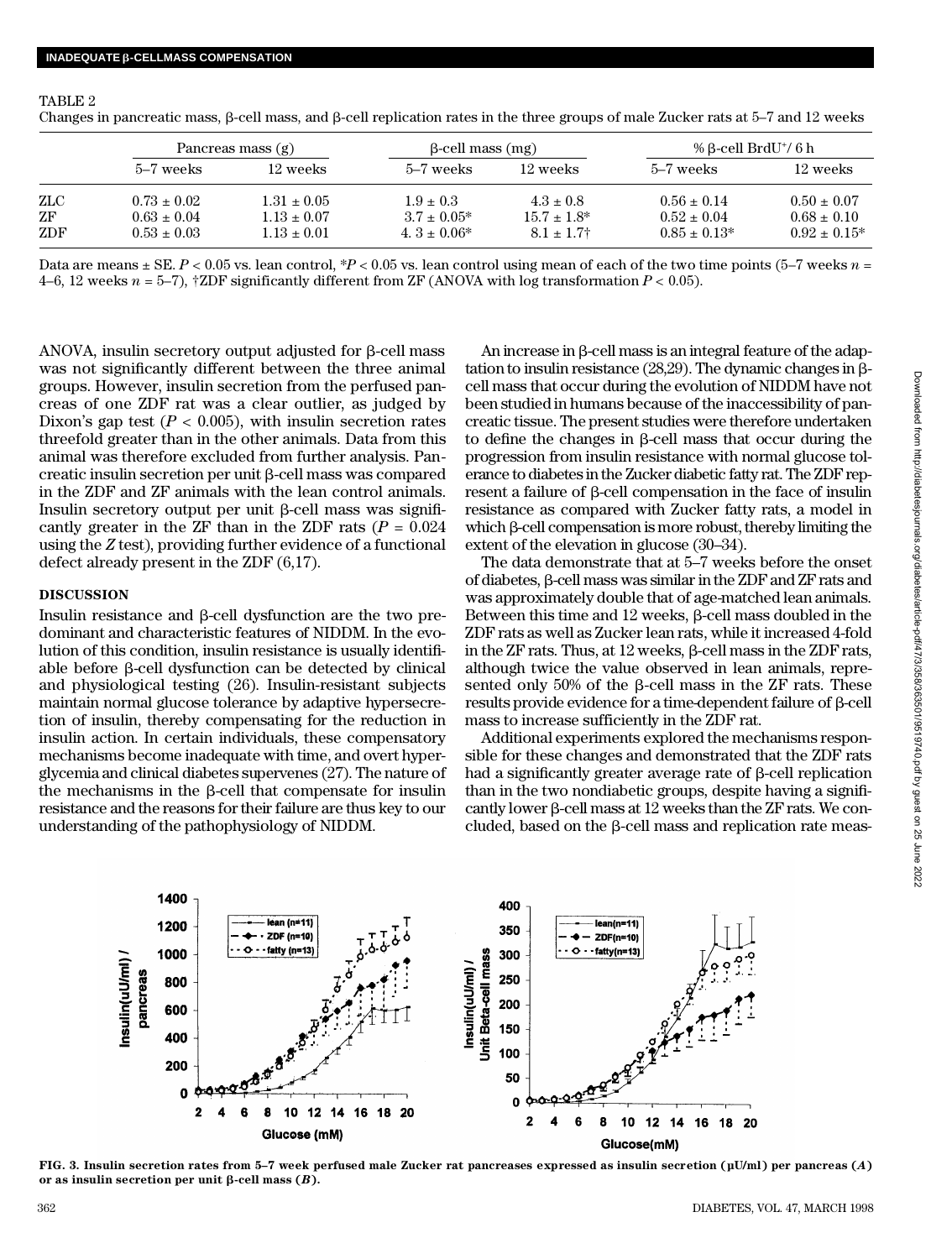TABLE 2

Changes in pancreatic mass, β-cell mass, and β-cell replication rates in the three groups of male Zucker rats at 5–7 and 12 weeks

| | Pancreas mass (g) | | β-cell mass (mg) | | % β-cell BrdU+/ 6 h | |
|---|---|---|---|---|---|---|
| | 5–7 weeks | 12 weeks | 5–7 weeks | 12 weeks | 5–7 weeks | 12 weeks |
| ZLC | 0.73 ± 0.02 | 1.31 ± 0.05 | 1.9 ± 0.3 | 4.3 ± 0.8 | 0.56 ± 0.14 | 0.50 ± 0.07 |
| ZF | 0.63 ± 0.04 | 1.13 ± 0.07 | 3.7 ± 0.05* | 15.7 ± 1.8* | 0.52 ± 0.04 | 0.68 ± 0.10 |
| ZDF | 0.53 ± 0.03 | 1.13 ± 0.01 | 4. 3 ± 0.06* | 8.1 ± 1.7† | 0.85 ± 0.13* | 0.92 ± 0.15* |

Data are means ± SE. $P < 0.05$ vs. lean control, \*$P < 0.05$ vs. lean control using mean of each of the two time points (5–7 weeks $n$ = 4–6, 12 weeks $n$ = 5–7), †ZDF significantly different from ZF (ANOVA with log transformation $P < 0.05$).

ANOVA, insulin secretory output adjusted for β-cell mass was not significantly different between the three animal groups. However, insulin secretion from the perfused pancreas of one ZDF rat was a clear outlier, as judged by Dixon's gap test ($P < 0.005$), with insulin secretion rates threefold greater than in the other animals. Data from this animal was therefore excluded from further analysis. Pancreatic insulin secretion per unit β-cell mass was compared in the ZDF and ZF animals with the lean control animals. Insulin secretory output per unit β-cell mass was significantly greater in the ZF than in the ZDF rats ($P = 0.024$ using the $Z$ test), providing further evidence of a functional defect already present in the ZDF (6,17).

## DISCUSSION

Insulin resistance and β-cell dysfunction are the two predominant and characteristic features of NIDDM. In the evolution of this condition, insulin resistance is usually identifiable before β-cell dysfunction can be detected by clinical and physiological testing (26). Insulin-resistant subjects maintain normal glucose tolerance by adaptive hypersecretion of insulin, thereby compensating for the reduction in insulin action. In certain individuals, these compensatory mechanisms become inadequate with time, and overt hyperglycemia and clinical diabetes supervenes (27). The nature of the mechanisms in the β-cell that compensate for insulin resistance and the reasons for their failure are thus key to our understanding of the pathophysiology of NIDDM.

An increase in β-cell mass is an integral feature of the adaptation to insulin resistance (28,29). The dynamic changes in β-cell mass that occur during the evolution of NIDDM have not been studied in humans because of the inaccessibility of pancreatic tissue. The present studies were therefore undertaken to define the changes in β-cell mass that occur during the progression from insulin resistance with normal glucose tolerance to diabetes in the Zucker diabetic fatty rat. The ZDF represent a failure of β-cell compensation in the face of insulin resistance as compared with Zucker fatty rats, a model in which β-cell compensation is more robust, thereby limiting the extent of the elevation in glucose (30–34).

The data demonstrate that at 5–7 weeks before the onset of diabetes, β-cell mass was similar in the ZDF and ZF rats and was approximately double that of age-matched lean animals. Between this time and 12 weeks, β-cell mass doubled in the ZDF rats as well as Zucker lean rats, while it increased 4-fold in the ZF rats. Thus, at 12 weeks, β-cell mass in the ZDF rats, although twice the value observed in lean animals, represented only 50% of the β-cell mass in the ZF rats. These results provide evidence for a time-dependent failure of β-cell mass to increase sufficiently in the ZDF rat.

Additional experiments explored the mechanisms responsible for these changes and demonstrated that the ZDF rats had a significantly greater average rate of β-cell replication than in the two nondiabetic groups, despite having a significantly lower β-cell mass at 12 weeks than the ZF rats. We concluded, based on the β-cell mass and replication rate meas-

FIG. 3. Insulin secretion rates from 5–7 week perfused male Zucker rat pancreases expressed as insulin secretion (μU/ml) per pancreas (*A*) or as insulin secretion per unit β-cell mass (*B*).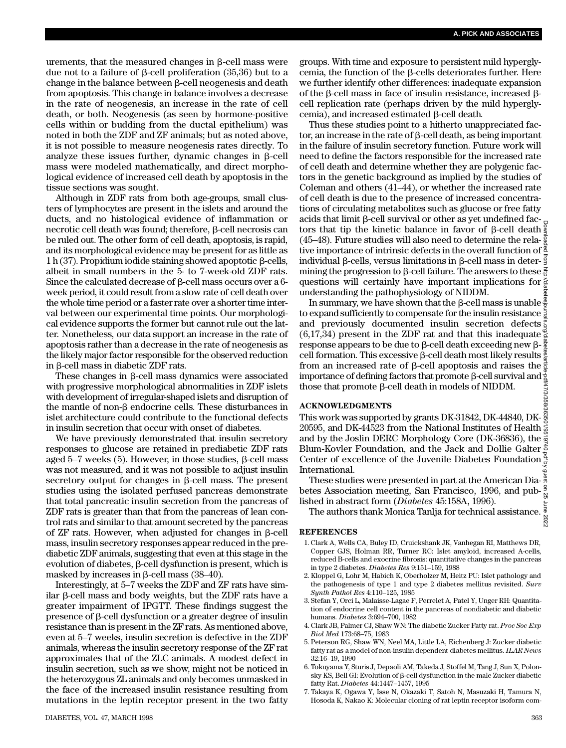urements, that the measured changes in β-cell mass were due not to a failure of β-cell proliferation (35,36) but to a change in the balance between β-cell neogenesis and death from apoptosis. This change in balance involves a decrease in the rate of neogenesis, an increase in the rate of cell death, or both. Neogenesis (as seen by hormone-positive cells within or budding from the ductal epithelium) was noted in both the ZDF and ZF animals; but as noted above, it is not possible to measure neogenesis rates directly. To analyze these issues further, dynamic changes in β-cell mass were modeled mathematically, and direct morphological evidence of increased cell death by apoptosis in the tissue sections was sought.

Although in ZDF rats from both age-groups, small clusters of lymphocytes are present in the islets and around the ducts, and no histological evidence of inflammation or necrotic cell death was found; therefore, β-cell necrosis can be ruled out. The other form of cell death, apoptosis, is rapid, and its morphological evidence may be present for as little as 1 h (37). Propidium iodide staining showed apoptotic β-cells, albeit in small numbers in the 5- to 7-week-old ZDF rats. Since the calculated decrease of β-cell mass occurs over a 6-week period, it could result from a slow rate of cell death over the whole time period or a faster rate over a shorter time interval between our experimental time points. Our morphological evidence supports the former but cannot rule out the latter. Nonetheless, our data support an increase in the rate of apoptosis rather than a decrease in the rate of neogenesis as the likely major factor responsible for the observed reduction in β-cell mass in diabetic ZDF rats.

These changes in β-cell mass dynamics were associated with progressive morphological abnormalities in ZDF islets with development of irregular-shaped islets and disruption of the mantle of non-β endocrine cells. These disturbances in islet architecture could contribute to the functional defects in insulin secretion that occur with onset of diabetes.

We have previously demonstrated that insulin secretory responses to glucose are retained in prediabetic ZDF rats aged 5–7 weeks (5). However, in those studies, β-cell mass was not measured, and it was not possible to adjust insulin secretory output for changes in β-cell mass. The present studies using the isolated perfused pancreas demonstrate that total pancreatic insulin secretion from the pancreas of ZDF rats is greater than that from the pancreas of lean control rats and similar to that amount secreted by the pancreas of ZF rats. However, when adjusted for changes in β-cell mass, insulin secretory responses appear reduced in the prediabetic ZDF animals, suggesting that even at this stage in the evolution of diabetes, β-cell dysfunction is present, which is masked by increases in β-cell mass (38–40).

Interestingly, at 5–7 weeks the ZDF and ZF rats have similar β-cell mass and body weights, but the ZDF rats have a greater impairment of IPGTT. These findings suggest the presence of β-cell dysfunction or a greater degree of insulin resistance than is present in the ZF rats. As mentioned above, even at 5–7 weeks, insulin secretion is defective in the ZDF animals, whereas the insulin secretory response of the ZF rat approximates that of the ZLC animals. A modest defect in insulin secretion, such as we show, might not be noticed in the heterozygous ZL animals and only becomes unmasked in the face of the increased insulin resistance resulting from mutations in the leptin receptor present in the two fatty groups. With time and exposure to persistent mild hyperglycemia, the function of the β-cells deteriorates further. Here we further identify other differences: inadequate expansion of the β-cell mass in face of insulin resistance, increased β-cell replication rate (perhaps driven by the mild hyperglycemia), and increased estimated β-cell death.

Thus these studies point to a hitherto unappreciated factor, an increase in the rate of β-cell death, as being important in the failure of insulin secretory function. Future work will need to define the factors responsible for the increased rate of cell death and determine whether they are polygenic factors in the genetic background as implied by the studies of Coleman and others (41–44), or whether the increased rate of cell death is due to the presence of increased concentrations of circulating metabolites such as glucose or free fatty acids that limit β-cell survival or other as yet undefined factors that tip the kinetic balance in favor of β-cell death (45–48). Future studies will also need to determine the relative importance of intrinsic defects in the overall function of individual β-cells, versus limitations in β-cell mass in determining the progression to β-cell failure. The answers to these questions will certainly have important implications for understanding the pathophysiology of NIDDM.

In summary, we have shown that the β-cell mass is unable to expand sufficiently to compensate for the insulin resistance and previously documented insulin secretion defects (6,17,34) present in the ZDF rat and that this inadequate response appears to be due to β-cell death exceeding new β-cell formation. This excessive β-cell death most likely results from an increased rate of β-cell apoptosis and raises the importance of defining factors that promote β-cell survival and those that promote β-cell death in models of NIDDM.

## ACKNOWLEDGMENTS

This work was supported by grants DK-31842, DK-44840, DK-20595, and DK-44523 from the National Institutes of Health and by the Joslin DERC Morphology Core (DK-36836), the Blum-Kovler Foundation, and the Jack and Dollie Galter Center of excellence of the Juvenile Diabetes Foundation International.

These studies were presented in part at the American Diabetes Association meeting, San Francisco, 1996, and published in abstract form (*Diabetes* 45:158A, 1996).

The authors thank Monica Tanlja for technical assistance.

## REFERENCES

1. Clark A, Wells CA, Buley ID, Cruickshank JK, Vanhegan RI, Matthews DR, Copper GJS, Holman RR, Turner RC: Islet amyloid, increased A-cells, reduced B-cells and exocrine fibrosis: quantitative changes in the pancreas in type 2 diabetes. *Diabetes Res* 9:151–159, 1988
2. Kloppel G, Lohr M, Habich K, Oberholzer M, Heitz PU: Islet pathology and the pathogenesis of type 1 and type 2 diabetes mellitus revisited. *Surv Synth Pathol Res* 4:110–125, 1985
3. Stefan Y, Orci L, Malaisse-Lagae F, Perrelet A, Patel Y, Unger RH: Quantitation of endocrine cell content in the pancreas of nondiabetic and diabetic humans. *Diabetes* 3:694–700, 1982
4. Clark JB, Palmer CJ, Shaw WN: The diabetic Zucker Fatty rat. *Proc Soc Exp Biol Med* 173:68–75, 1983
5. Peterson RG, Shaw WN, Neel MA, Little LA, Eichenberg J: Zucker diabetic fatty rat as a model of non-insulin dependent diabetes mellitus. *ILAR News* 32:16–19, 1990
6. Tokuyama Y, Sturis J, Depaoli AM, Takeda J, Stoffel M, Tang J, Sun X, Polonsky KS, Bell GI: Evolution of β-cell dysfunction in the male Zucker diabetic fatty Rat. *Diabetes* 44:1447–1457, 1995
7. Takaya K, Ogawa Y, Isse N, Okazaki T, Satoh N, Masuzaki H, Tamura N, Hosoda K, Nakao K: Molecular cloning of rat leptin receptor isoform com-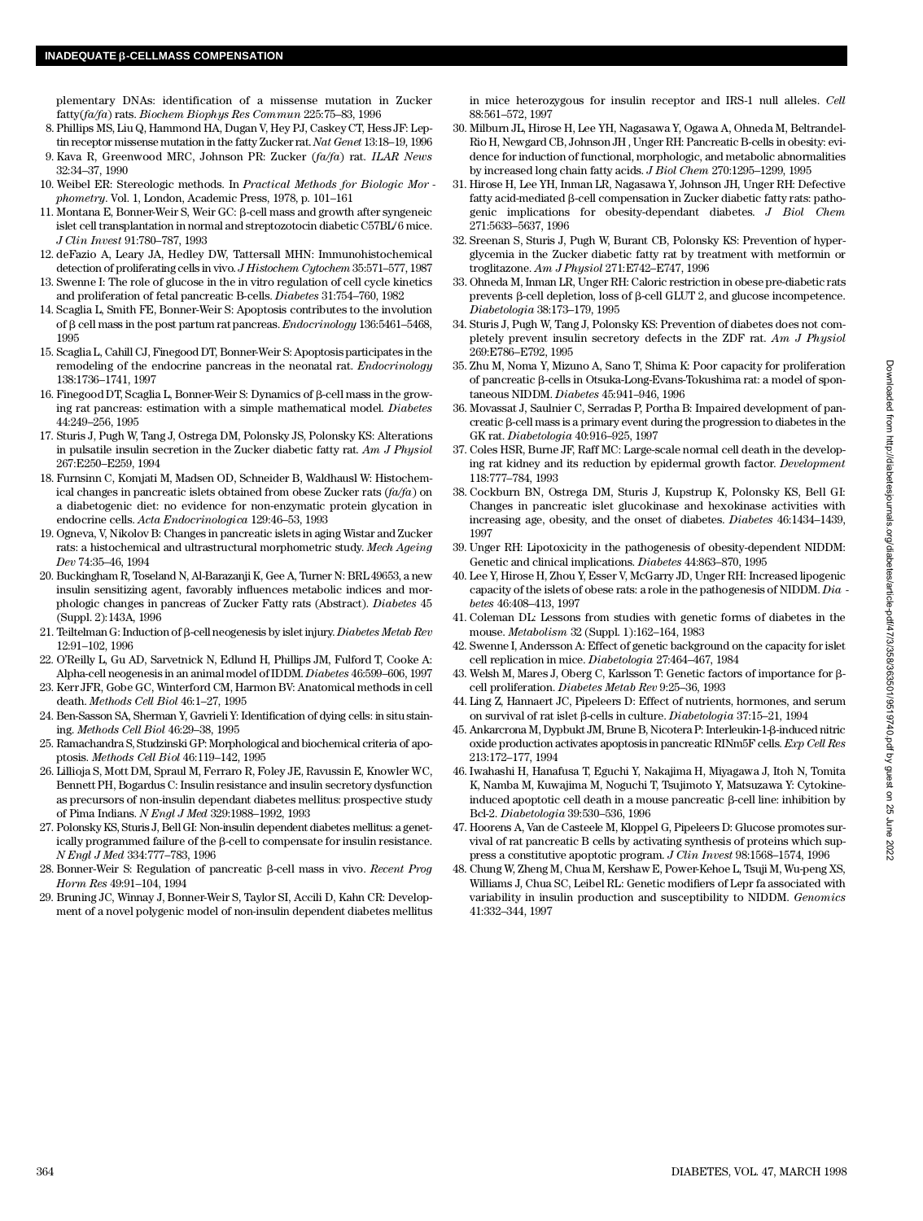plementary DNAs: identification of a missense mutation in Zucker fatty(*fa/fa*) rats. *Biochem Biophys Res Commun* 225:75–83, 1996

8. Phillips MS, Liu Q, Hammond HA, Dugan V, Hey PJ, Caskey CT, Hess JF: Leptin receptor missense mutation in the fatty Zucker rat. *Nat Genet* 13:18–19, 1996
9. Kava R, Greenwood MRC, Johnson PR: Zucker (*fa/fa*) rat. *ILAR News* 32:34–37, 1990
10. Weibel ER: Stereologic methods. In *Practical Methods for Biologic Morphometry*. Vol. 1, London, Academic Press, 1978, p. 101–161
11. Montana E, Bonner-Weir S, Weir GC: β-cell mass and growth after syngeneic islet cell transplantation in normal and streptozotocin diabetic C57BL/6 mice. *J Clin Invest* 91:780–787, 1993
12. deFazio A, Leary JA, Hedley DW, Tattersall MHN: Immunohistochemical detection of proliferating cells in vivo. *J Histochem Cytochem* 35:571–577, 1987
13. Swenne I: The role of glucose in the in vitro regulation of cell cycle kinetics and proliferation of fetal pancreatic B-cells. *Diabetes* 31:754–760, 1982
14. Scaglia L, Smith FE, Bonner-Weir S: Apoptosis contributes to the involution of β cell mass in the post partum rat pancreas. *Endocrinology* 136:5461–5468, 1995
15. Scaglia L, Cahill CJ, Finegood DT, Bonner-Weir S: Apoptosis participates in the remodeling of the endocrine pancreas in the neonatal rat. *Endocrinology* 138:1736–1741, 1997
16. Finegood DT, Scaglia L, Bonner-Weir S: Dynamics of β-cell mass in the growing rat pancreas: estimation with a simple mathematical model. *Diabetes* 44:249–256, 1995
17. Sturis J, Pugh W, Tang J, Ostrega DM, Polonsky JS, Polonsky KS: Alterations in pulsatile insulin secretion in the Zucker diabetic fatty rat. *Am J Physiol* 267:E250–E259, 1994
18. Furnsinn C, Komjati M, Madsen OD, Schneider B, Waldhausl W: Histochemical changes in pancreatic islets obtained from obese Zucker rats (*fa/fa*) on a diabetogenic diet: no evidence for non-enzymatic protein glycation in endocrine cells. *Acta Endocrinologica* 129:46–53, 1993
19. Ogneva, V, Nikolov B: Changes in pancreatic islets in aging Wistar and Zucker rats: a histochemical and ultrastructural morphometric study. *Mech Ageing Dev* 74:35–46, 1994
20. Buckingham R, Toseland N, Al-Barazanji K, Gee A, Turner N: BRL 49653, a new insulin sensitizing agent, favorably influences metabolic indices and morphologic changes in pancreas of Zucker Fatty rats (Abstract). *Diabetes* 45 (Suppl. 2):143A, 1996
21. Teitelman G: Induction of β-cell neogenesis by islet injury. *Diabetes Metab Rev* 12:91–102, 1996
22. O'Reilly L, Gu AD, Sarvetnick N, Edlund H, Phillips JM, Fulford T, Cooke A: Alpha-cell neogenesis in an animal model of IDDM. *Diabetes* 46:599–606, 1997
23. Kerr JFR, Gobe GC, Winterford CM, Harmon BV: Anatomical methods in cell death. *Methods Cell Biol* 46:1–27, 1995
24. Ben-Sasson SA, Sherman Y, Gavrieli Y: Identification of dying cells: in situ staining. *Methods Cell Biol* 46:29–38, 1995
25. Ramachandra S, Studzinski GP: Morphological and biochemical criteria of apoptosis. *Methods Cell Biol* 46:119–142, 1995
26. Lillioja S, Mott DM, Spraul M, Ferraro R, Foley JE, Ravussin E, Knowler WC, Bennett PH, Bogardus C: Insulin resistance and insulin secretory dysfunction as precursors of non-insulin dependant diabetes mellitus: prospective study of Pima Indians. *N Engl J Med* 329:1988–1992, 1993
27. Polonsky KS, Sturis J, Bell GI: Non-insulin dependent diabetes mellitus: a genetically programmed failure of the β-cell to compensate for insulin resistance. *N Engl J Med* 334:777–783, 1996
28. Bonner-Weir S: Regulation of pancreatic β-cell mass in vivo. *Recent Prog Horm Res* 49:91–104, 1994
29. Bruning JC, Winnay J, Bonner-Weir S, Taylor SI, Accili D, Kahn CR: Development of a novel polygenic model of non-insulin dependent diabetes mellitus in mice heterozygous for insulin receptor and IRS-1 null alleles. *Cell* 88:561–572, 1997
30. Milburn JL, Hirose H, Lee YH, Nagasawa Y, Ogawa A, Ohneda M, Beltrandel-Rio H, Newgard CB, Johnson JH , Unger RH: Pancreatic B-cells in obesity: evidence for induction of functional, morphologic, and metabolic abnormalities by increased long chain fatty acids. *J Biol Chem* 270:1295–1299, 1995
31. Hirose H, Lee YH, Inman LR, Nagasawa Y, Johnson JH, Unger RH: Defective fatty acid-mediated β-cell compensation in Zucker diabetic fatty rats: pathogenic implications for obesity-dependant diabetes. *J Biol Chem* 271:5633–5637, 1996
32. Sreenan S, Sturis J, Pugh W, Burant CB, Polonsky KS: Prevention of hyperglycemia in the Zucker diabetic fatty rat by treatment with metformin or troglitazone. *Am J Physiol* 271:E742–E747, 1996
33. Ohneda M, Inman LR, Unger RH: Caloric restriction in obese pre-diabetic rats prevents β-cell depletion, loss of β-cell GLUT 2, and glucose incompetence. *Diabetologia* 38:173–179, 1995
34. Sturis J, Pugh W, Tang J, Polonsky KS: Prevention of diabetes does not completely prevent insulin secretory defects in the ZDF rat. *Am J Physiol* 269:E786–E792, 1995
35. Zhu M, Noma Y, Mizuno A, Sano T, Shima K: Poor capacity for proliferation of pancreatic β-cells in Otsuka-Long-Evans-Tokushima rat: a model of spontaneous NIDDM. *Diabetes* 45:941–946, 1996
36. Movassat J, Saulnier C, Serradas P, Portha B: Impaired development of pancreatic β-cell mass is a primary event during the progression to diabetes in the GK rat. *Diabetologia* 40:916–925, 1997
37. Coles HSR, Burne JF, Raff MC: Large-scale normal cell death in the developing rat kidney and its reduction by epidermal growth factor. *Development* 118:777–784, 1993
38. Cockburn BN, Ostrega DM, Sturis J, Kupstrup K, Polonsky KS, Bell GI: Changes in pancreatic islet glucokinase and hexokinase activities with increasing age, obesity, and the onset of diabetes. *Diabetes* 46:1434–1439, 1997
39. Unger RH: Lipotoxicity in the pathogenesis of obesity-dependent NIDDM: Genetic and clinical implications. *Diabetes* 44:863–870, 1995
40. Lee Y, Hirose H, Zhou Y, Esser V, McGarry JD, Unger RH: Increased lipogenic capacity of the islets of obese rats: a role in the pathogenesis of NIDDM. *Diabetes* 46:408–413, 1997
41. Coleman DL: Lessons from studies with genetic forms of diabetes in the mouse. *Metabolism* 32 (Suppl. 1):162–164, 1983
42. Swenne I, Andersson A: Effect of genetic background on the capacity for islet cell replication in mice. *Diabetologia* 27:464–467, 1984
43. Welsh M, Mares J, Oberg C, Karlsson T: Genetic factors of importance for β-cell proliferation. *Diabetes Metab Rev* 9:25–36, 1993
44. Ling Z, Hannaert JC, Pipeleers D: Effect of nutrients, hormones, and serum on survival of rat islet β-cells in culture. *Diabetologia* 37:15–21, 1994
45. Ankarcrona M, Dypbukt JM, Brune B, Nicotera P: Interleukin-1-β-induced nitric oxide production activates apoptosis in pancreatic RINm5F cells. *Exp Cell Res* 213:172–177, 1994
46. Iwahashi H, Hanafusa T, Eguchi Y, Nakajima H, Miyagawa J, Itoh N, Tomita K, Namba M, Kuwajima M, Noguchi T, Tsujimoto Y, Matsuzawa Y: Cytokine-induced apoptotic cell death in a mouse pancreatic β-cell line: inhibition by Bcl-2. *Diabetologia* 39:530–536, 1996
47. Hoorens A, Van de Casteele M, Kloppel G, Pipeleers D: Glucose promotes survival of rat pancreatic B cells by activating synthesis of proteins which suppress a constitutive apoptotic program. *J Clin Invest* 98:1568–1574, 1996
48. Chung W, Zheng M, Chua M, Kershaw E, Power-Kehoe L, Tsuji M, Wu-peng XS, Williams J, Chua SC, Leibel RL: Genetic modifiers of Lepr fa associated with variability in insulin production and susceptibility to NIDDM. *Genomics* 41:332–344, 1997